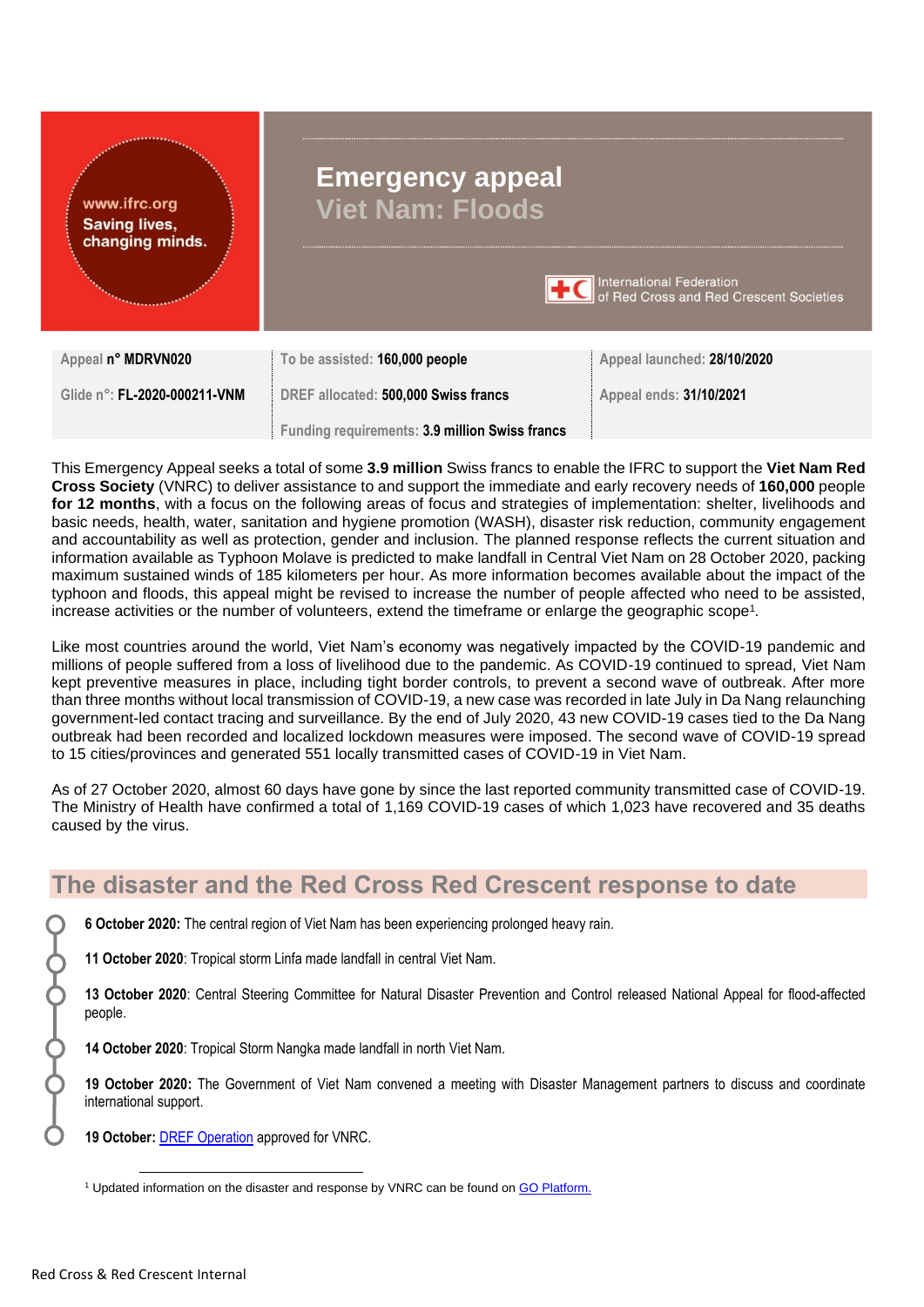www.ifrc.org
Saving lives, changing minds.

# Emergency appeal
## Viet Nam: Floods

International Federation of Red Cross and Red Crescent Societies

| | | |
|---|---|---|
| Appeal **n° MDRVN020** | To be assisted: **160,000 people** | Appeal launched: **28/10/2020** |
| Glide n°: **FL-2020-000211-VNM** | DREF allocated: **500,000 Swiss francs** | Appeal ends: **31/10/2021** |
| | Funding requirements: **3.9 million Swiss francs** | |

This Emergency Appeal seeks a total of some **3.9 million** Swiss francs to enable the IFRC to support the **Viet Nam Red Cross Society** (VNRC) to deliver assistance to and support the immediate and early recovery needs of **160,000** people **for 12 months**, with a focus on the following areas of focus and strategies of implementation: shelter, livelihoods and basic needs, health, water, sanitation and hygiene promotion (WASH), disaster risk reduction, community engagement and accountability as well as protection, gender and inclusion. The planned response reflects the current situation and information available as Typhoon Molave is predicted to make landfall in Central Viet Nam on 28 October 2020, packing maximum sustained winds of 185 kilometers per hour. As more information becomes available about the impact of the typhoon and floods, this appeal might be revised to increase the number of people affected who need to be assisted, increase activities or the number of volunteers, extend the timeframe or enlarge the geographic scope[1].

Like most countries around the world, Viet Nam's economy was negatively impacted by the COVID-19 pandemic and millions of people suffered from a loss of livelihood due to the pandemic. As COVID-19 continued to spread, Viet Nam kept preventive measures in place, including tight border controls, to prevent a second wave of outbreak. After more than three months without local transmission of COVID-19, a new case was recorded in late July in Da Nang relaunching government-led contact tracing and surveillance. By the end of July 2020, 43 new COVID-19 cases tied to the Da Nang outbreak had been recorded and localized lockdown measures were imposed. The second wave of COVID-19 spread to 15 cities/provinces and generated 551 locally transmitted cases of COVID-19 in Viet Nam.

As of 27 October 2020, almost 60 days have gone by since the last reported community transmitted case of COVID-19. The Ministry of Health have confirmed a total of 1,169 COVID-19 cases of which 1,023 have recovered and 35 deaths caused by the virus.

## The disaster and the Red Cross Red Crescent response to date

- **6 October 2020:** The central region of Viet Nam has been experiencing prolonged heavy rain.
- **11 October 2020**: Tropical storm Linfa made landfall in central Viet Nam.
- **13 October 2020**: Central Steering Committee for Natural Disaster Prevention and Control released National Appeal for flood-affected people.
- **14 October 2020**: Tropical Storm Nangka made landfall in north Viet Nam.
- **19 October 2020:** The Government of Viet Nam convened a meeting with Disaster Management partners to discuss and coordinate international support.
- **19 October:** DREF Operation approved for VNRC.

[1] Updated information on the disaster and response by VNRC can be found on GO Platform.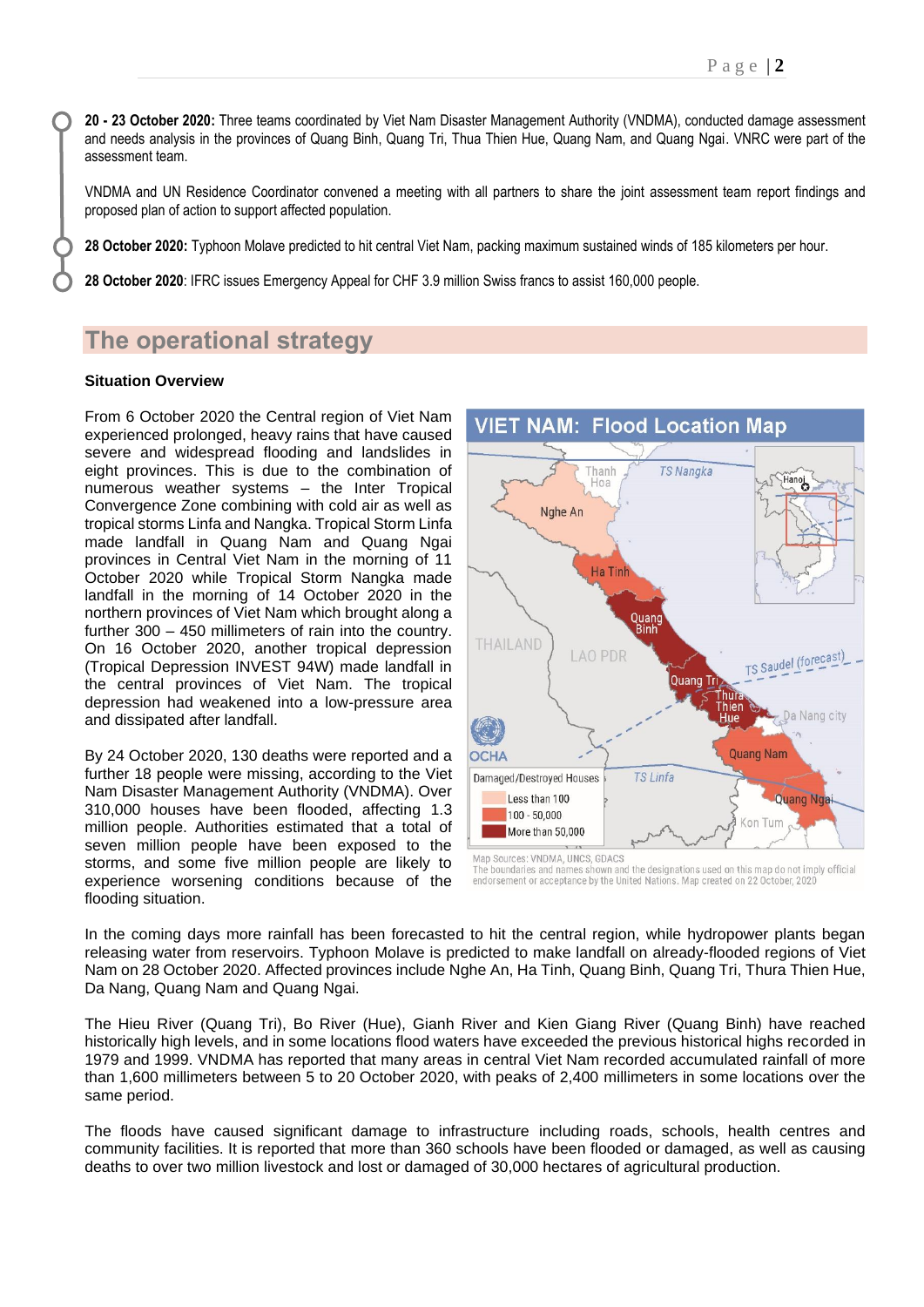**20 - 23 October 2020:** Three teams coordinated by Viet Nam Disaster Management Authority (VNDMA), conducted damage assessment and needs analysis in the provinces of Quang Binh, Quang Tri, Thua Thien Hue, Quang Nam, and Quang Ngai. VNRC were part of the assessment team.

VNDMA and UN Residence Coordinator convened a meeting with all partners to share the joint assessment team report findings and proposed plan of action to support affected population.

**28 October 2020:** Typhoon Molave predicted to hit central Viet Nam, packing maximum sustained winds of 185 kilometers per hour.

**28 October 2020**: IFRC issues Emergency Appeal for CHF 3.9 million Swiss francs to assist 160,000 people.

## The operational strategy

### Situation Overview

From 6 October 2020 the Central region of Viet Nam experienced prolonged, heavy rains that have caused severe and widespread flooding and landslides in eight provinces. This is due to the combination of numerous weather systems – the Inter Tropical Convergence Zone combining with cold air as well as tropical storms Linfa and Nangka. Tropical Storm Linfa made landfall in Quang Nam and Quang Ngai provinces in Central Viet Nam in the morning of 11 October 2020 while Tropical Storm Nangka made landfall in the morning of 14 October 2020 in the northern provinces of Viet Nam which brought along a further 300 – 450 millimeters of rain into the country. On 16 October 2020, another tropical depression (Tropical Depression INVEST 94W) made landfall in the central provinces of Viet Nam. The tropical depression had weakened into a low-pressure area and dissipated after landfall.

By 24 October 2020, 130 deaths were reported and a further 18 people were missing, according to the Viet Nam Disaster Management Authority (VNDMA). Over 310,000 houses have been flooded, affecting 1.3 million people. Authorities estimated that a total of seven million people have been exposed to the storms, and some five million people are likely to experience worsening conditions because of the flooding situation.

**VIET NAM: Flood Location Map**

Damaged/Destroyed Houses: Less than 100; 100 - 50,000; More than 50,000

Map Sources: VNDMA, UNCS, GDACS
The boundaries and names shown and the designations used on this map do not imply official endorsement or acceptance by the United Nations. Map created on 22 October, 2020

In the coming days more rainfall has been forecasted to hit the central region, while hydropower plants began releasing water from reservoirs. Typhoon Molave is predicted to make landfall on already-flooded regions of Viet Nam on 28 October 2020. Affected provinces include Nghe An, Ha Tinh, Quang Binh, Quang Tri, Thura Thien Hue, Da Nang, Quang Nam and Quang Ngai.

The Hieu River (Quang Tri), Bo River (Hue), Gianh River and Kien Giang River (Quang Binh) have reached historically high levels, and in some locations flood waters have exceeded the previous historical highs recorded in 1979 and 1999. VNDMA has reported that many areas in central Viet Nam recorded accumulated rainfall of more than 1,600 millimeters between 5 to 20 October 2020, with peaks of 2,400 millimeters in some locations over the same period.

The floods have caused significant damage to infrastructure including roads, schools, health centres and community facilities. It is reported that more than 360 schools have been flooded or damaged, as well as causing deaths to over two million livestock and lost or damaged of 30,000 hectares of agricultural production.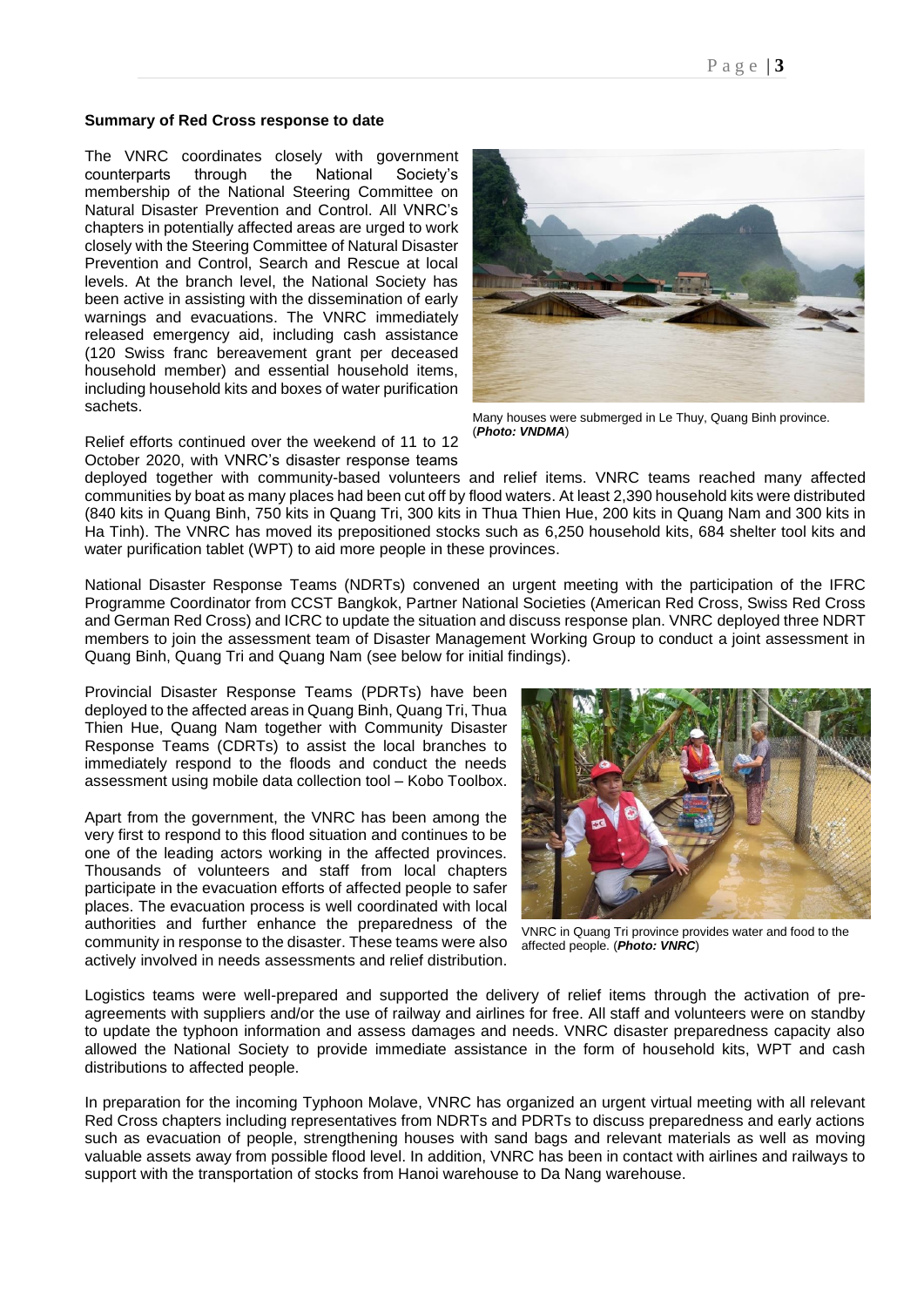**Summary of Red Cross response to date**

The VNRC coordinates closely with government counterparts through the National Society's membership of the National Steering Committee on Natural Disaster Prevention and Control. All VNRC's chapters in potentially affected areas are urged to work closely with the Steering Committee of Natural Disaster Prevention and Control, Search and Rescue at local levels. At the branch level, the National Society has been active in assisting with the dissemination of early warnings and evacuations. The VNRC immediately released emergency aid, including cash assistance (120 Swiss franc bereavement grant per deceased household member) and essential household items, including household kits and boxes of water purification sachets.

Many houses were submerged in Le Thuy, Quang Binh province. (***Photo: VNDMA***)

Relief efforts continued over the weekend of 11 to 12 October 2020, with VNRC's disaster response teams deployed together with community-based volunteers and relief items. VNRC teams reached many affected communities by boat as many places had been cut off by flood waters. At least 2,390 household kits were distributed (840 kits in Quang Binh, 750 kits in Quang Tri, 300 kits in Thua Thien Hue, 200 kits in Quang Nam and 300 kits in Ha Tinh). The VNRC has moved its prepositioned stocks such as 6,250 household kits, 684 shelter tool kits and water purification tablet (WPT) to aid more people in these provinces.

National Disaster Response Teams (NDRTs) convened an urgent meeting with the participation of the IFRC Programme Coordinator from CCST Bangkok, Partner National Societies (American Red Cross, Swiss Red Cross and German Red Cross) and ICRC to update the situation and discuss response plan. VNRC deployed three NDRT members to join the assessment team of Disaster Management Working Group to conduct a joint assessment in Quang Binh, Quang Tri and Quang Nam (see below for initial findings).

Provincial Disaster Response Teams (PDRTs) have been deployed to the affected areas in Quang Binh, Quang Tri, Thua Thien Hue, Quang Nam together with Community Disaster Response Teams (CDRTs) to assist the local branches to immediately respond to the floods and conduct the needs assessment using mobile data collection tool – Kobo Toolbox.

Apart from the government, the VNRC has been among the very first to respond to this flood situation and continues to be one of the leading actors working in the affected provinces. Thousands of volunteers and staff from local chapters participate in the evacuation efforts of affected people to safer places. The evacuation process is well coordinated with local authorities and further enhance the preparedness of the community in response to the disaster. These teams were also actively involved in needs assessments and relief distribution.

VNRC in Quang Tri province provides water and food to the affected people. (***Photo: VNRC***)

Logistics teams were well-prepared and supported the delivery of relief items through the activation of pre-agreements with suppliers and/or the use of railway and airlines for free. All staff and volunteers were on standby to update the typhoon information and assess damages and needs. VNRC disaster preparedness capacity also allowed the National Society to provide immediate assistance in the form of household kits, WPT and cash distributions to affected people.

In preparation for the incoming Typhoon Molave, VNRC has organized an urgent virtual meeting with all relevant Red Cross chapters including representatives from NDRTs and PDRTs to discuss preparedness and early actions such as evacuation of people, strengthening houses with sand bags and relevant materials as well as moving valuable assets away from possible flood level. In addition, VNRC has been in contact with airlines and railways to support with the transportation of stocks from Hanoi warehouse to Da Nang warehouse.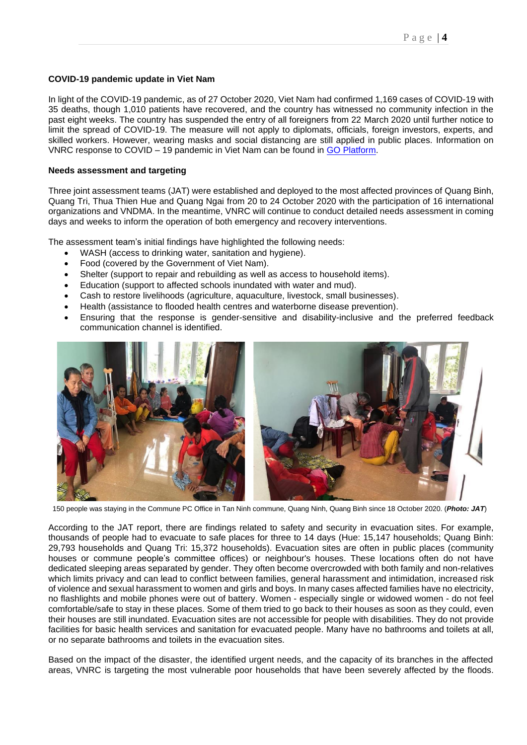**COVID-19 pandemic update in Viet Nam**

In light of the COVID-19 pandemic, as of 27 October 2020, Viet Nam had confirmed 1,169 cases of COVID-19 with 35 deaths, though 1,010 patients have recovered, and the country has witnessed no community infection in the past eight weeks. The country has suspended the entry of all foreigners from 22 March 2020 until further notice to limit the spread of COVID-19. The measure will not apply to diplomats, officials, foreign investors, experts, and skilled workers. However, wearing masks and social distancing are still applied in public places. Information on VNRC response to COVID – 19 pandemic in Viet Nam can be found in GO Platform.

**Needs assessment and targeting**

Three joint assessment teams (JAT) were established and deployed to the most affected provinces of Quang Binh, Quang Tri, Thua Thien Hue and Quang Ngai from 20 to 24 October 2020 with the participation of 16 international organizations and VNDMA. In the meantime, VNRC will continue to conduct detailed needs assessment in coming days and weeks to inform the operation of both emergency and recovery interventions.

The assessment team's initial findings have highlighted the following needs:

- WASH (access to drinking water, sanitation and hygiene).
- Food (covered by the Government of Viet Nam).
- Shelter (support to repair and rebuilding as well as access to household items).
- Education (support to affected schools inundated with water and mud).
- Cash to restore livelihoods (agriculture, aquaculture, livestock, small businesses).
- Health (assistance to flooded health centres and waterborne disease prevention).
- Ensuring that the response is gender-sensitive and disability-inclusive and the preferred feedback communication channel is identified.

150 people was staying in the Commune PC Office in Tan Ninh commune, Quang Ninh, Quang Binh since 18 October 2020. (***Photo: JAT***)

According to the JAT report, there are findings related to safety and security in evacuation sites. For example, thousands of people had to evacuate to safe places for three to 14 days (Hue: 15,147 households; Quang Binh: 29,793 households and Quang Tri: 15,372 households). Evacuation sites are often in public places (community houses or commune people's committee offices) or neighbour's houses. These locations often do not have dedicated sleeping areas separated by gender. They often become overcrowded with both family and non-relatives which limits privacy and can lead to conflict between families, general harassment and intimidation, increased risk of violence and sexual harassment to women and girls and boys. In many cases affected families have no electricity, no flashlights and mobile phones were out of battery. Women - especially single or widowed women - do not feel comfortable/safe to stay in these places. Some of them tried to go back to their houses as soon as they could, even their houses are still inundated. Evacuation sites are not accessible for people with disabilities. They do not provide facilities for basic health services and sanitation for evacuated people. Many have no bathrooms and toilets at all, or no separate bathrooms and toilets in the evacuation sites.

Based on the impact of the disaster, the identified urgent needs, and the capacity of its branches in the affected areas, VNRC is targeting the most vulnerable poor households that have been severely affected by the floods.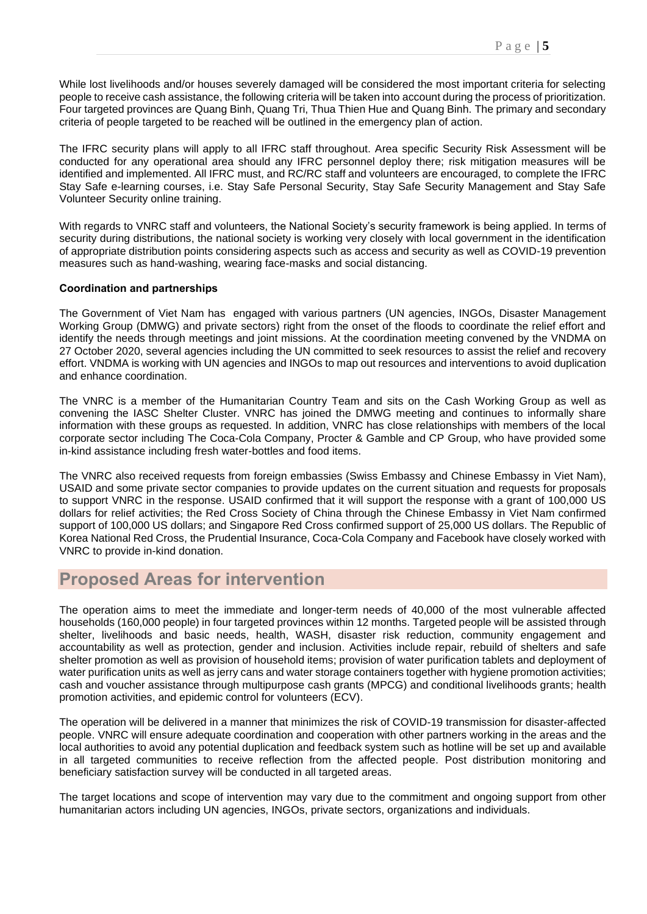While lost livelihoods and/or houses severely damaged will be considered the most important criteria for selecting people to receive cash assistance, the following criteria will be taken into account during the process of prioritization. Four targeted provinces are Quang Binh, Quang Tri, Thua Thien Hue and Quang Binh. The primary and secondary criteria of people targeted to be reached will be outlined in the emergency plan of action.

The IFRC security plans will apply to all IFRC staff throughout. Area specific Security Risk Assessment will be conducted for any operational area should any IFRC personnel deploy there; risk mitigation measures will be identified and implemented. All IFRC must, and RC/RC staff and volunteers are encouraged, to complete the IFRC Stay Safe e-learning courses, i.e. Stay Safe Personal Security, Stay Safe Security Management and Stay Safe Volunteer Security online training.

With regards to VNRC staff and volunteers, the National Society's security framework is being applied. In terms of security during distributions, the national society is working very closely with local government in the identification of appropriate distribution points considering aspects such as access and security as well as COVID-19 prevention measures such as hand-washing, wearing face-masks and social distancing.

**Coordination and partnerships**

The Government of Viet Nam has engaged with various partners (UN agencies, INGOs, Disaster Management Working Group (DMWG) and private sectors) right from the onset of the floods to coordinate the relief effort and identify the needs through meetings and joint missions. At the coordination meeting convened by the VNDMA on 27 October 2020, several agencies including the UN committed to seek resources to assist the relief and recovery effort. VNDMA is working with UN agencies and INGOs to map out resources and interventions to avoid duplication and enhance coordination.

The VNRC is a member of the Humanitarian Country Team and sits on the Cash Working Group as well as convening the IASC Shelter Cluster. VNRC has joined the DMWG meeting and continues to informally share information with these groups as requested. In addition, VNRC has close relationships with members of the local corporate sector including The Coca-Cola Company, Procter & Gamble and CP Group, who have provided some in-kind assistance including fresh water-bottles and food items.

The VNRC also received requests from foreign embassies (Swiss Embassy and Chinese Embassy in Viet Nam), USAID and some private sector companies to provide updates on the current situation and requests for proposals to support VNRC in the response. USAID confirmed that it will support the response with a grant of 100,000 US dollars for relief activities; the Red Cross Society of China through the Chinese Embassy in Viet Nam confirmed support of 100,000 US dollars; and Singapore Red Cross confirmed support of 25,000 US dollars. The Republic of Korea National Red Cross, the Prudential Insurance, Coca-Cola Company and Facebook have closely worked with VNRC to provide in-kind donation.

## Proposed Areas for intervention

The operation aims to meet the immediate and longer-term needs of 40,000 of the most vulnerable affected households (160,000 people) in four targeted provinces within 12 months. Targeted people will be assisted through shelter, livelihoods and basic needs, health, WASH, disaster risk reduction, community engagement and accountability as well as protection, gender and inclusion. Activities include repair, rebuild of shelters and safe shelter promotion as well as provision of household items; provision of water purification tablets and deployment of water purification units as well as jerry cans and water storage containers together with hygiene promotion activities; cash and voucher assistance through multipurpose cash grants (MPCG) and conditional livelihoods grants; health promotion activities, and epidemic control for volunteers (ECV).

The operation will be delivered in a manner that minimizes the risk of COVID-19 transmission for disaster-affected people. VNRC will ensure adequate coordination and cooperation with other partners working in the areas and the local authorities to avoid any potential duplication and feedback system such as hotline will be set up and available in all targeted communities to receive reflection from the affected people. Post distribution monitoring and beneficiary satisfaction survey will be conducted in all targeted areas.

The target locations and scope of intervention may vary due to the commitment and ongoing support from other humanitarian actors including UN agencies, INGOs, private sectors, organizations and individuals.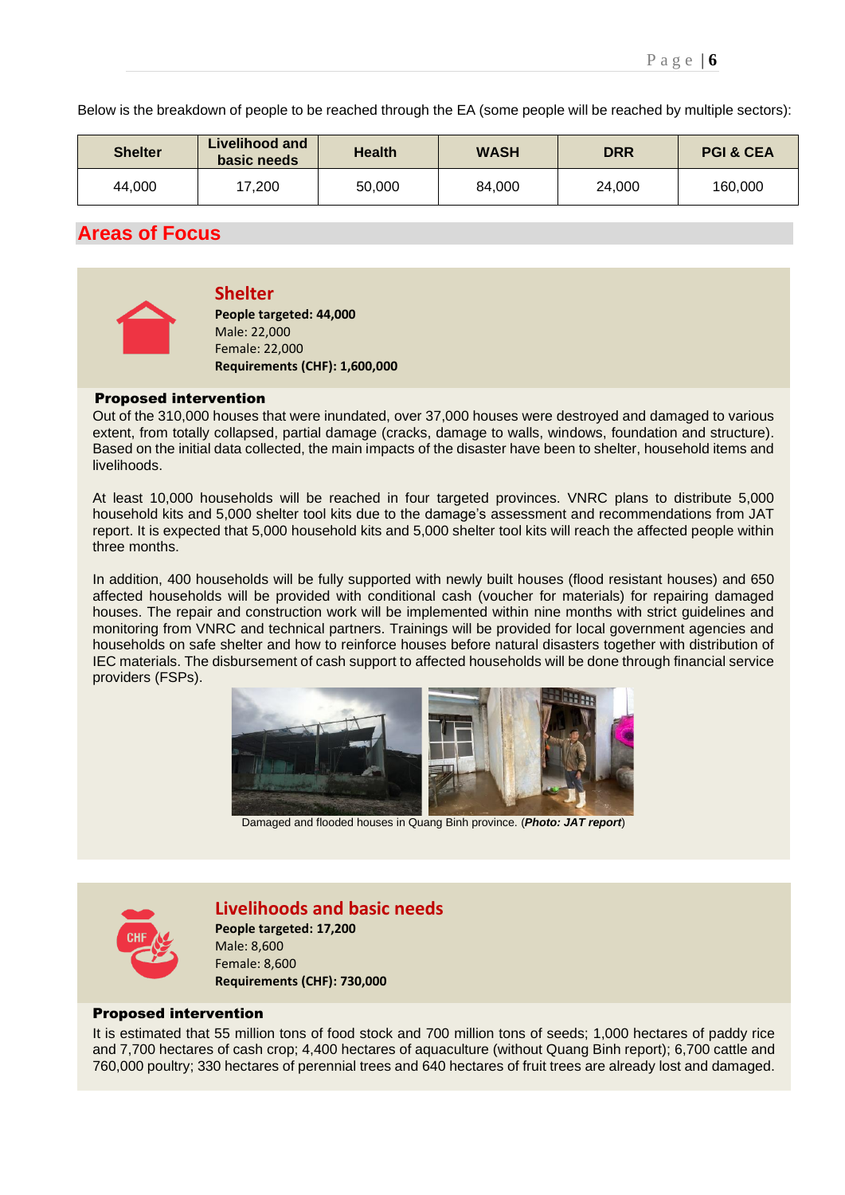Below is the breakdown of people to be reached through the EA (some people will be reached by multiple sectors):

| Shelter | Livelihood and basic needs | Health | WASH | DRR | PGI & CEA |
|---|---|---|---|---|---|
| 44,000 | 17,200 | 50,000 | 84,000 | 24,000 | 160,000 |

## Areas of Focus

### Shelter

**People targeted: 44,000**
Male: 22,000
Female: 22,000
**Requirements (CHF): 1,600,000**

**Proposed intervention**

Out of the 310,000 houses that were inundated, over 37,000 houses were destroyed and damaged to various extent, from totally collapsed, partial damage (cracks, damage to walls, windows, foundation and structure). Based on the initial data collected, the main impacts of the disaster have been to shelter, household items and livelihoods.

At least 10,000 households will be reached in four targeted provinces. VNRC plans to distribute 5,000 household kits and 5,000 shelter tool kits due to the damage's assessment and recommendations from JAT report. It is expected that 5,000 household kits and 5,000 shelter tool kits will reach the affected people within three months.

In addition, 400 households will be fully supported with newly built houses (flood resistant houses) and 650 affected households will be provided with conditional cash (voucher for materials) for repairing damaged houses. The repair and construction work will be implemented within nine months with strict guidelines and monitoring from VNRC and technical partners. Trainings will be provided for local government agencies and households on safe shelter and how to reinforce houses before natural disasters together with distribution of IEC materials. The disbursement of cash support to affected households will be done through financial service providers (FSPs).

Damaged and flooded houses in Quang Binh province. (***Photo: JAT report***)

### Livelihoods and basic needs

**People targeted: 17,200**
Male: 8,600
Female: 8,600
**Requirements (CHF): 730,000**

**Proposed intervention**

It is estimated that 55 million tons of food stock and 700 million tons of seeds; 1,000 hectares of paddy rice and 7,700 hectares of cash crop; 4,400 hectares of aquaculture (without Quang Binh report); 6,700 cattle and 760,000 poultry; 330 hectares of perennial trees and 640 hectares of fruit trees are already lost and damaged.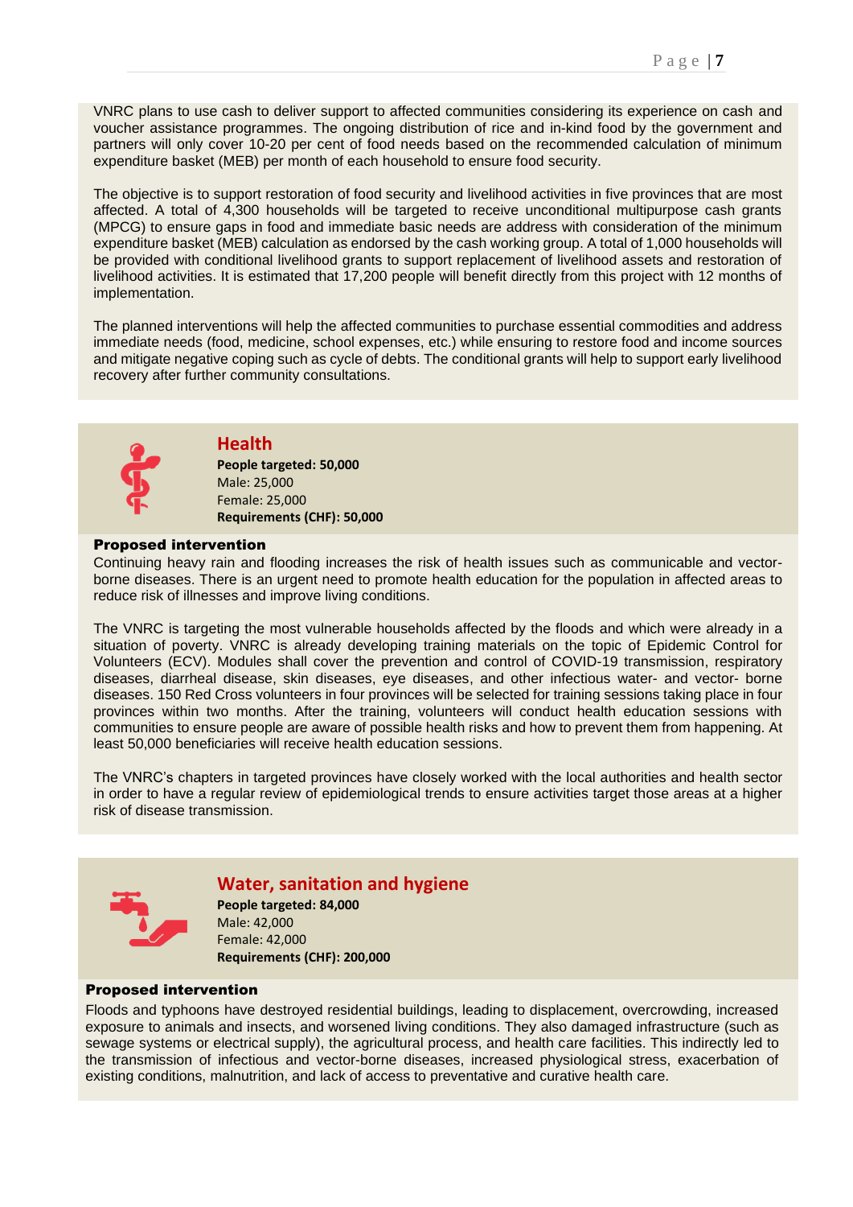VNRC plans to use cash to deliver support to affected communities considering its experience on cash and voucher assistance programmes. The ongoing distribution of rice and in-kind food by the government and partners will only cover 10-20 per cent of food needs based on the recommended calculation of minimum expenditure basket (MEB) per month of each household to ensure food security.

The objective is to support restoration of food security and livelihood activities in five provinces that are most affected. A total of 4,300 households will be targeted to receive unconditional multipurpose cash grants (MPCG) to ensure gaps in food and immediate basic needs are address with consideration of the minimum expenditure basket (MEB) calculation as endorsed by the cash working group. A total of 1,000 households will be provided with conditional livelihood grants to support replacement of livelihood assets and restoration of livelihood activities. It is estimated that 17,200 people will benefit directly from this project with 12 months of implementation.

The planned interventions will help the affected communities to purchase essential commodities and address immediate needs (food, medicine, school expenses, etc.) while ensuring to restore food and income sources and mitigate negative coping such as cycle of debts. The conditional grants will help to support early livelihood recovery after further community consultations.

## Health

**People targeted: 50,000**
Male: 25,000
Female: 25,000
**Requirements (CHF): 50,000**

**Proposed intervention**

Continuing heavy rain and flooding increases the risk of health issues such as communicable and vector-borne diseases. There is an urgent need to promote health education for the population in affected areas to reduce risk of illnesses and improve living conditions.

The VNRC is targeting the most vulnerable households affected by the floods and which were already in a situation of poverty. VNRC is already developing training materials on the topic of Epidemic Control for Volunteers (ECV). Modules shall cover the prevention and control of COVID-19 transmission, respiratory diseases, diarrheal disease, skin diseases, eye diseases, and other infectious water- and vector- borne diseases. 150 Red Cross volunteers in four provinces will be selected for training sessions taking place in four provinces within two months. After the training, volunteers will conduct health education sessions with communities to ensure people are aware of possible health risks and how to prevent them from happening. At least 50,000 beneficiaries will receive health education sessions.

The VNRC's chapters in targeted provinces have closely worked with the local authorities and health sector in order to have a regular review of epidemiological trends to ensure activities target those areas at a higher risk of disease transmission.

## Water, sanitation and hygiene

**People targeted: 84,000**
Male: 42,000
Female: 42,000
**Requirements (CHF): 200,000**

**Proposed intervention**

Floods and typhoons have destroyed residential buildings, leading to displacement, overcrowding, increased exposure to animals and insects, and worsened living conditions. They also damaged infrastructure (such as sewage systems or electrical supply), the agricultural process, and health care facilities. This indirectly led to the transmission of infectious and vector-borne diseases, increased physiological stress, exacerbation of existing conditions, malnutrition, and lack of access to preventative and curative health care.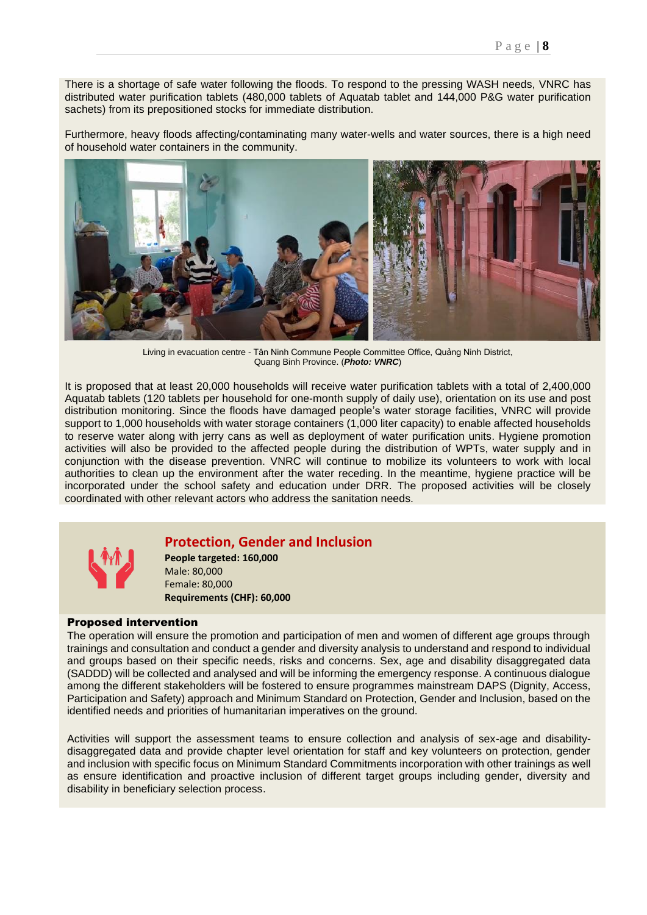There is a shortage of safe water following the floods. To respond to the pressing WASH needs, VNRC has distributed water purification tablets (480,000 tablets of Aquatab tablet and 144,000 P&G water purification sachets) from its prepositioned stocks for immediate distribution.

Furthermore, heavy floods affecting/contaminating many water-wells and water sources, there is a high need of household water containers in the community.

Living in evacuation centre - Tân Ninh Commune People Committee Office, Quảng Ninh District, Quang Binh Province. (***Photo: VNRC***)

It is proposed that at least 20,000 households will receive water purification tablets with a total of 2,400,000 Aquatab tablets (120 tablets per household for one-month supply of daily use), orientation on its use and post distribution monitoring. Since the floods have damaged people's water storage facilities, VNRC will provide support to 1,000 households with water storage containers (1,000 liter capacity) to enable affected households to reserve water along with jerry cans as well as deployment of water purification units. Hygiene promotion activities will also be provided to the affected people during the distribution of WPTs, water supply and in conjunction with the disease prevention. VNRC will continue to mobilize its volunteers to work with local authorities to clean up the environment after the water receding. In the meantime, hygiene practice will be incorporated under the school safety and education under DRR. The proposed activities will be closely coordinated with other relevant actors who address the sanitation needs.

## Protection, Gender and Inclusion

**People targeted: 160,000**
Male: 80,000
Female: 80,000
**Requirements (CHF): 60,000**

### Proposed intervention

The operation will ensure the promotion and participation of men and women of different age groups through trainings and consultation and conduct a gender and diversity analysis to understand and respond to individual and groups based on their specific needs, risks and concerns. Sex, age and disability disaggregated data (SADDD) will be collected and analysed and will be informing the emergency response. A continuous dialogue among the different stakeholders will be fostered to ensure programmes mainstream DAPS (Dignity, Access, Participation and Safety) approach and Minimum Standard on Protection, Gender and Inclusion, based on the identified needs and priorities of humanitarian imperatives on the ground.

Activities will support the assessment teams to ensure collection and analysis of sex-age and disability-disaggregated data and provide chapter level orientation for staff and key volunteers on protection, gender and inclusion with specific focus on Minimum Standard Commitments incorporation with other trainings as well as ensure identification and proactive inclusion of different target groups including gender, diversity and disability in beneficiary selection process.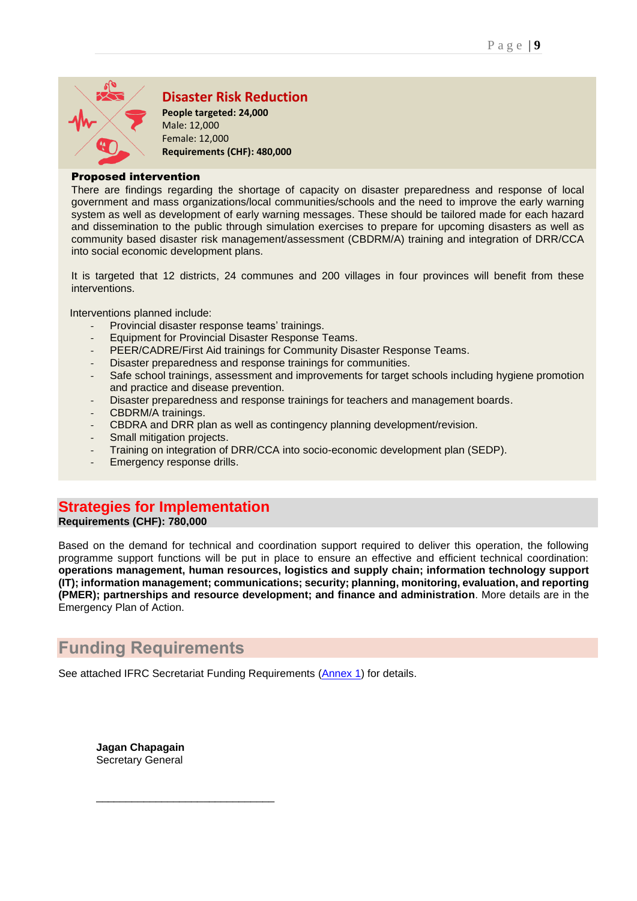## Disaster Risk Reduction

**People targeted: 24,000**
Male: 12,000
Female: 12,000
**Requirements (CHF): 480,000**

**Proposed intervention**

There are findings regarding the shortage of capacity on disaster preparedness and response of local government and mass organizations/local communities/schools and the need to improve the early warning system as well as development of early warning messages. These should be tailored made for each hazard and dissemination to the public through simulation exercises to prepare for upcoming disasters as well as community based disaster risk management/assessment (CBDRM/A) training and integration of DRR/CCA into social economic development plans.

It is targeted that 12 districts, 24 communes and 200 villages in four provinces will benefit from these interventions.

Interventions planned include:

- Provincial disaster response teams' trainings.
- Equipment for Provincial Disaster Response Teams.
- PEER/CADRE/First Aid trainings for Community Disaster Response Teams.
- Disaster preparedness and response trainings for communities.
- Safe school trainings, assessment and improvements for target schools including hygiene promotion and practice and disease prevention.
- Disaster preparedness and response trainings for teachers and management boards.
- CBDRM/A trainings.
- CBDRA and DRR plan as well as contingency planning development/revision.
- Small mitigation projects.
- Training on integration of DRR/CCA into socio-economic development plan (SEDP).
- Emergency response drills.

## Strategies for Implementation

**Requirements (CHF): 780,000**

Based on the demand for technical and coordination support required to deliver this operation, the following programme support functions will be put in place to ensure an effective and efficient technical coordination: **operations management, human resources, logistics and supply chain; information technology support (IT); information management; communications; security; planning, monitoring, evaluation, and reporting (PMER); partnerships and resource development; and finance and administration**. More details are in the Emergency Plan of Action.

## Funding Requirements

See attached IFRC Secretariat Funding Requirements (Annex 1) for details.

**Jagan Chapagain**
Secretary General

______________________________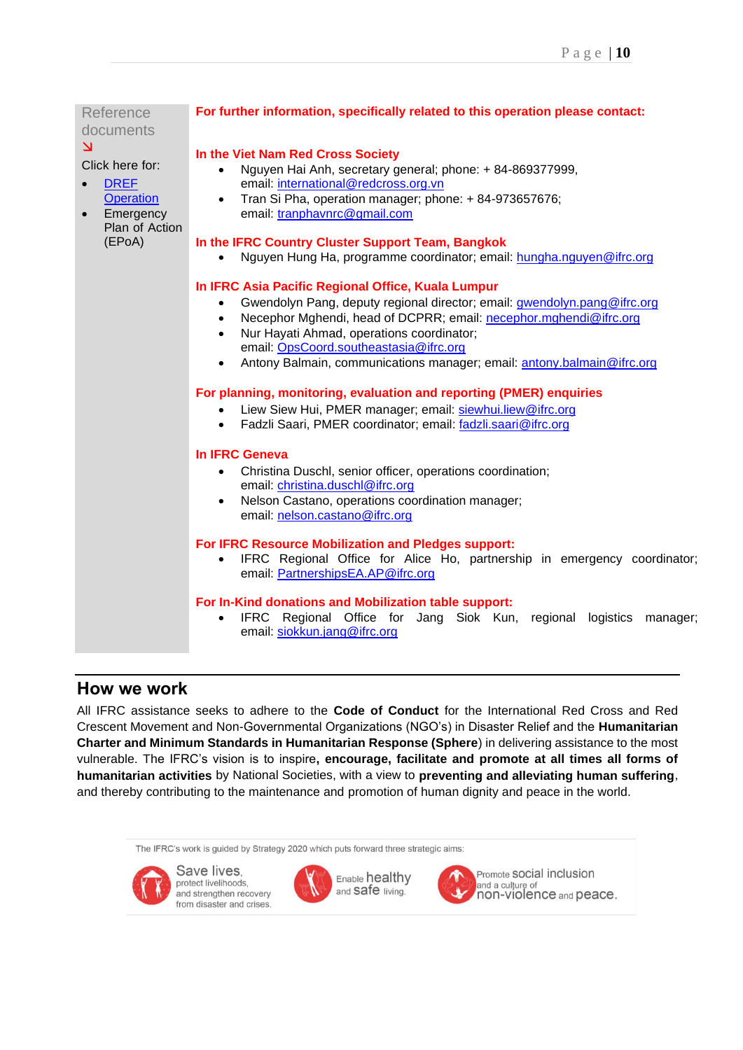**Reference documents** ↘

Click here for:

- DREF Operation
- Emergency Plan of Action (EPoA)

**For further information, specifically related to this operation please contact:**

**In the Viet Nam Red Cross Society**

- Nguyen Hai Anh, secretary general; phone: + 84-869377999, email: international@redcross.org.vn
- Tran Si Pha, operation manager; phone: + 84-973657676; email: tranphavnrc@gmail.com

**In the IFRC Country Cluster Support Team, Bangkok**

- Nguyen Hung Ha, programme coordinator; email: hungha.nguyen@ifrc.org

**In IFRC Asia Pacific Regional Office, Kuala Lumpur**

- Gwendolyn Pang, deputy regional director; email: gwendolyn.pang@ifrc.org
- Necephor Mghendi, head of DCPRR; email: necephor.mghendi@ifrc.org
- Nur Hayati Ahmad, operations coordinator; email: OpsCoord.southeastasia@ifrc.org
- Antony Balmain, communications manager; email: antony.balmain@ifrc.org

**For planning, monitoring, evaluation and reporting (PMER) enquiries**

- Liew Siew Hui, PMER manager; email: siewhui.liew@ifrc.org
- Fadzli Saari, PMER coordinator; email: fadzli.saari@ifrc.org

**In IFRC Geneva**

- Christina Duschl, senior officer, operations coordination; email: christina.duschl@ifrc.org
- Nelson Castano, operations coordination manager; email: nelson.castano@ifrc.org

**For IFRC Resource Mobilization and Pledges support:**

- IFRC Regional Office for Alice Ho, partnership in emergency coordinator; email: PartnershipsEA.AP@ifrc.org

**For In-Kind donations and Mobilization table support:**

- IFRC Regional Office for Jang Siok Kun, regional logistics manager; email: siokkun.jang@ifrc.org

## How we work

All IFRC assistance seeks to adhere to the **Code of Conduct** for the International Red Cross and Red Crescent Movement and Non-Governmental Organizations (NGO's) in Disaster Relief and the **Humanitarian Charter and Minimum Standards in Humanitarian Response (Sphere)** in delivering assistance to the most vulnerable. The IFRC's vision is to inspire**, encourage, facilitate and promote at all times all forms of humanitarian activities** by National Societies, with a view to **preventing and alleviating human suffering**, and thereby contributing to the maintenance and promotion of human dignity and peace in the world.

The IFRC's work is guided by Strategy 2020 which puts forward three strategic aims:

- Save lives, protect livelihoods, and strengthen recovery from disaster and crises.
- Enable healthy and safe living.
- Promote social inclusion and a culture of non-violence and peace.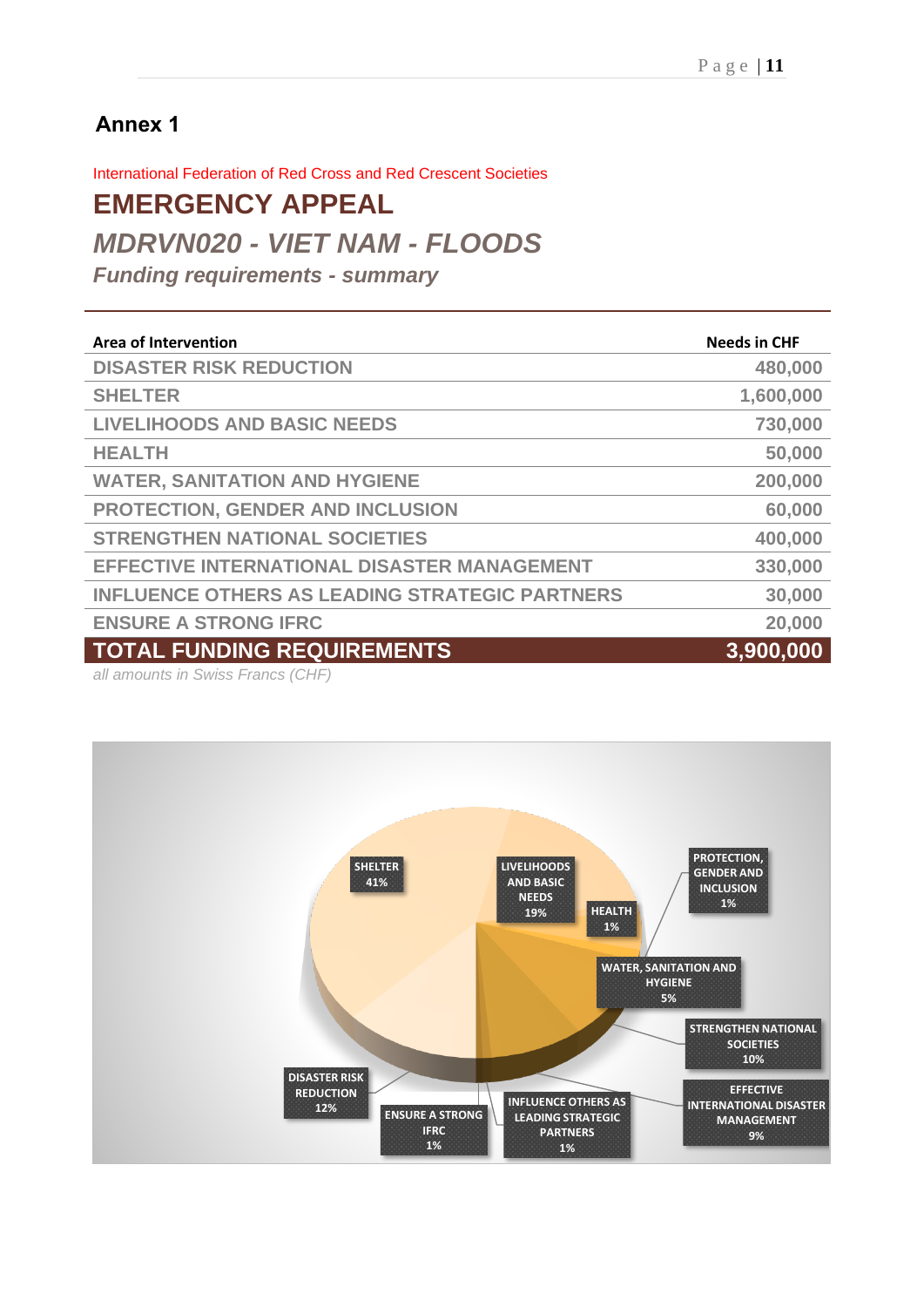# Annex 1

International Federation of Red Cross and Red Crescent Societies

## EMERGENCY APPEAL

## *MDRVN020 - VIET NAM - FLOODS*

### *Funding requirements - summary*

| Area of Intervention | Needs in CHF |
|---|---|
| DISASTER RISK REDUCTION | 480,000 |
| SHELTER | 1,600,000 |
| LIVELIHOODS AND BASIC NEEDS | 730,000 |
| HEALTH | 50,000 |
| WATER, SANITATION AND HYGIENE | 200,000 |
| PROTECTION, GENDER AND INCLUSION | 60,000 |
| STRENGTHEN NATIONAL SOCIETIES | 400,000 |
| EFFECTIVE INTERNATIONAL DISASTER MANAGEMENT | 330,000 |
| INFLUENCE OTHERS AS LEADING STRATEGIC PARTNERS | 30,000 |
| ENSURE A STRONG IFRC | 20,000 |
| **TOTAL FUNDING REQUIREMENTS** | **3,900,000** |

*all amounts in Swiss Francs (CHF)*

SHELTER 41%

LIVELIHOODS AND BASIC NEEDS 19%

HEALTH 1%

PROTECTION, GENDER AND INCLUSION 1%

WATER, SANITATION AND HYGIENE 5%

STRENGTHEN NATIONAL SOCIETIES 10%

EFFECTIVE INTERNATIONAL DISASTER MANAGEMENT 9%

INFLUENCE OTHERS AS LEADING STRATEGIC PARTNERS 1%

ENSURE A STRONG IFRC 1%

DISASTER RISK REDUCTION 12%